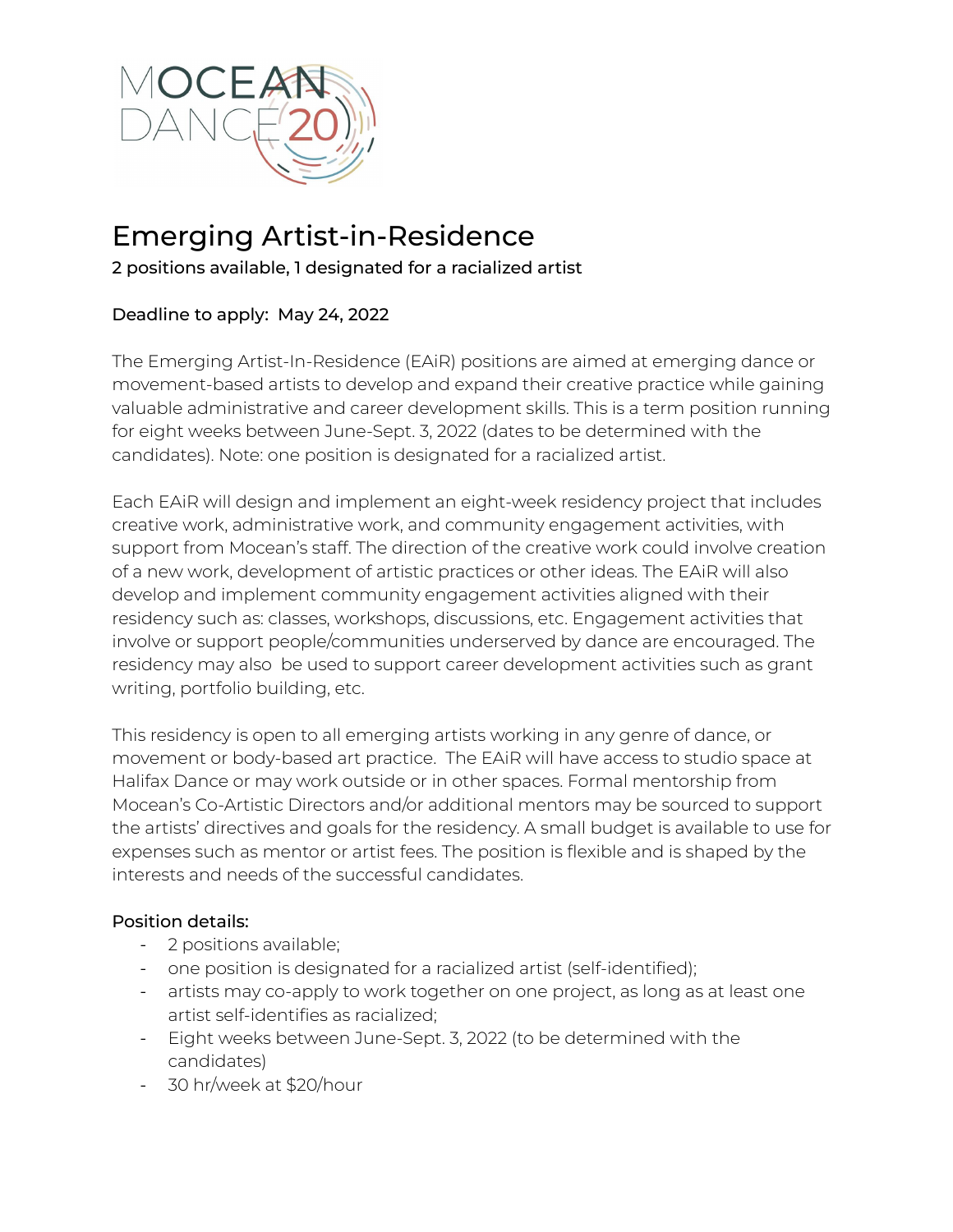MOCEAN DANCE 20

# Emerging Artist-in-Residence

**2 positions available, 1 designated for a racialized artist**

**Deadline to apply: May 24, 2022**

The Emerging Artist-In-Residence (EAiR) positions are aimed at emerging dance or movement-based artists to develop and expand their creative practice while gaining valuable administrative and career development skills. This is a term position running for eight weeks between June-Sept. 3, 2022 (dates to be determined with the candidates). Note: one position is designated for a racialized artist.

Each EAiR will design and implement an eight-week residency project that includes creative work, administrative work, and community engagement activities, with support from Mocean's staff. The direction of the creative work could involve creation of a new work, development of artistic practices or other ideas. The EAiR will also develop and implement community engagement activities aligned with their residency such as: classes, workshops, discussions, etc. Engagement activities that involve or support people/communities underserved by dance are encouraged. The residency may also be used to support career development activities such as grant writing, portfolio building, etc.

This residency is open to all emerging artists working in any genre of dance, or movement or body-based art practice. The EAiR will have access to studio space at Halifax Dance or may work outside or in other spaces. Formal mentorship from Mocean's Co-Artistic Directors and/or additional mentors may be sourced to support the artists' directives and goals for the residency. A small budget is available to use for expenses such as mentor or artist fees. The position is flexible and is shaped by the interests and needs of the successful candidates.

**Position details:**

- 2 positions available;
- one position is designated for a racialized artist (self-identified);
- artists may co-apply to work together on one project, as long as at least one artist self-identifies as racialized;
- Eight weeks between June-Sept. 3, 2022 (to be determined with the candidates)
- 30 hr/week at $20/hour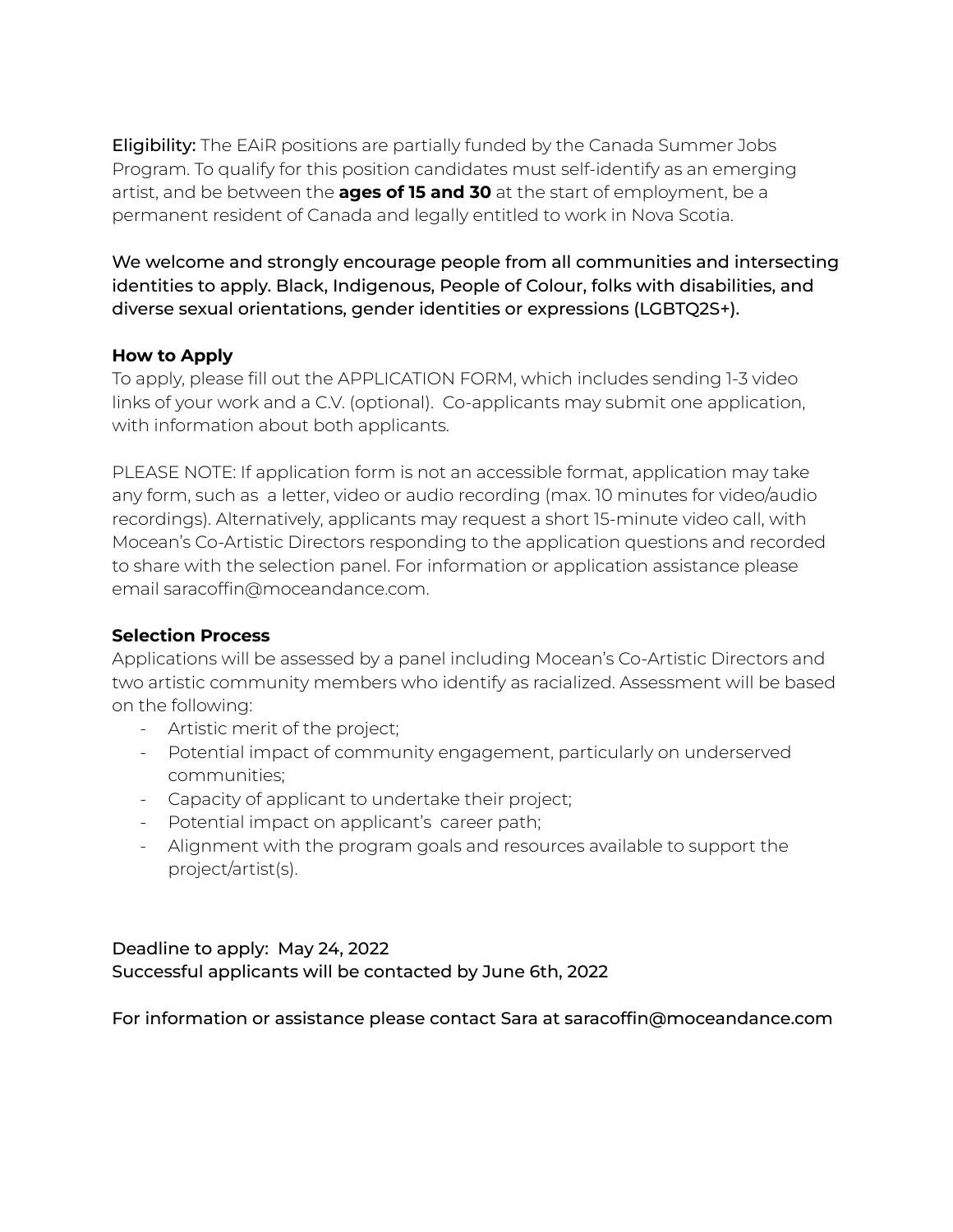**Eligibility:** The EAiR positions are partially funded by the Canada Summer Jobs Program. To qualify for this position candidates must self-identify as an emerging artist, and be between the **ages of 15 and 30** at the start of employment, be a permanent resident of Canada and legally entitled to work in Nova Scotia.

We welcome and strongly encourage people from all communities and intersecting identities to apply. Black, Indigenous, People of Colour, folks with disabilities, and diverse sexual orientations, gender identities or expressions (LGBTQ2S+).

**How to Apply**

To apply, please fill out the APPLICATION FORM, which includes sending 1-3 video links of your work and a C.V. (optional). Co-applicants may submit one application, with information about both applicants.

PLEASE NOTE: If application form is not an accessible format, application may take any form, such as a letter, video or audio recording (max. 10 minutes for video/audio recordings). Alternatively, applicants may request a short 15-minute video call, with Mocean's Co-Artistic Directors responding to the application questions and recorded to share with the selection panel. For information or application assistance please email saracoffin@moceandance.com.

**Selection Process**

Applications will be assessed by a panel including Mocean's Co-Artistic Directors and two artistic community members who identify as racialized. Assessment will be based on the following:

- Artistic merit of the project;
- Potential impact of community engagement, particularly on underserved communities;
- Capacity of applicant to undertake their project;
- Potential impact on applicant's career path;
- Alignment with the program goals and resources available to support the project/artist(s).

Deadline to apply: May 24, 2022
Successful applicants will be contacted by June 6th, 2022

For information or assistance please contact Sara at saracoffin@moceandance.com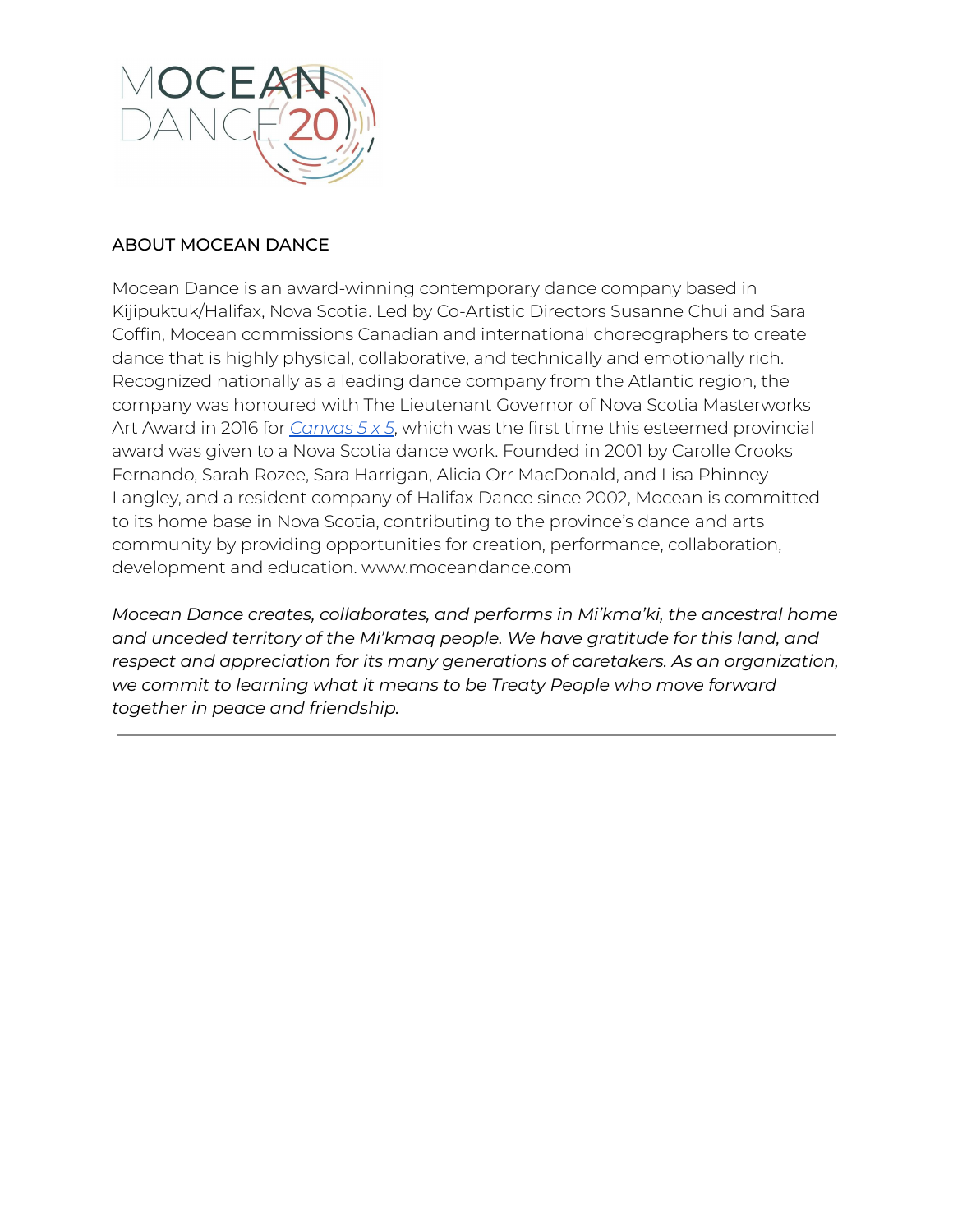## ABOUT MOCEAN DANCE

Mocean Dance is an award-winning contemporary dance company based in Kijipuktuk/Halifax, Nova Scotia. Led by Co-Artistic Directors Susanne Chui and Sara Coffin, Mocean commissions Canadian and international choreographers to create dance that is highly physical, collaborative, and technically and emotionally rich. Recognized nationally as a leading dance company from the Atlantic region, the company was honoured with The Lieutenant Governor of Nova Scotia Masterworks Art Award in 2016 for *Canvas 5 x 5*, which was the first time this esteemed provincial award was given to a Nova Scotia dance work. Founded in 2001 by Carolle Crooks Fernando, Sarah Rozee, Sara Harrigan, Alicia Orr MacDonald, and Lisa Phinney Langley, and a resident company of Halifax Dance since 2002, Mocean is committed to its home base in Nova Scotia, contributing to the province's dance and arts community by providing opportunities for creation, performance, collaboration, development and education. www.moceandance.com

*Mocean Dance creates, collaborates, and performs in Mi'kma'ki, the ancestral home and unceded territory of the Mi'kmaq people. We have gratitude for this land, and respect and appreciation for its many generations of caretakers. As an organization, we commit to learning what it means to be Treaty People who move forward together in peace and friendship.*

---